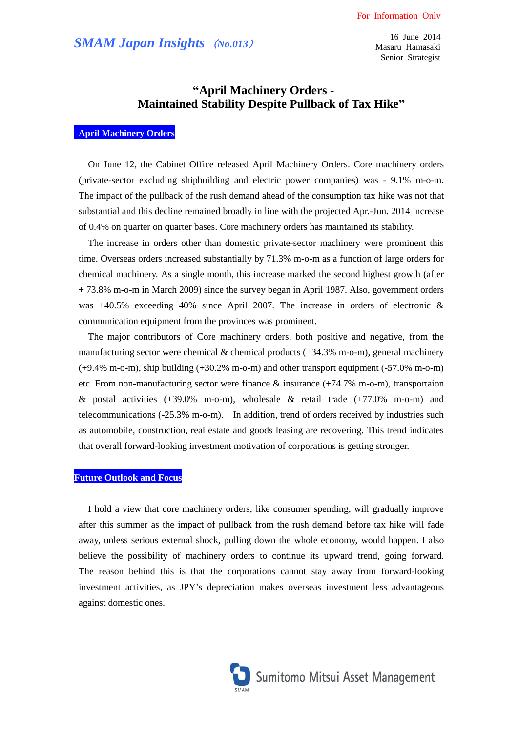For Information Only

*SMAM Japan Insights* *(No.013)*

16 June 2014
Masaru Hamasaki
Senior Strategist

# "April Machinery Orders - Maintained Stability Despite Pullback of Tax Hike"

## April Machinery Orders

On June 12, the Cabinet Office released April Machinery Orders. Core machinery orders (private-sector excluding shipbuilding and electric power companies) was - 9.1% m-o-m. The impact of the pullback of the rush demand ahead of the consumption tax hike was not that substantial and this decline remained broadly in line with the projected Apr.-Jun. 2014 increase of 0.4% on quarter on quarter bases. Core machinery orders has maintained its stability.

The increase in orders other than domestic private-sector machinery were prominent this time. Overseas orders increased substantially by 71.3% m-o-m as a function of large orders for chemical machinery. As a single month, this increase marked the second highest growth (after + 73.8% m-o-m in March 2009) since the survey began in April 1987. Also, government orders was +40.5% exceeding 40% since April 2007. The increase in orders of electronic & communication equipment from the provinces was prominent.

The major contributors of Core machinery orders, both positive and negative, from the manufacturing sector were chemical & chemical products (+34.3% m-o-m), general machinery (+9.4% m-o-m), ship building (+30.2% m-o-m) and other transport equipment (-57.0% m-o-m) etc. From non-manufacturing sector were finance & insurance (+74.7% m-o-m), transportaion & postal activities (+39.0% m-o-m), wholesale & retail trade (+77.0% m-o-m) and telecommunications (-25.3% m-o-m). In addition, trend of orders received by industries such as automobile, construction, real estate and goods leasing are recovering. This trend indicates that overall forward-looking investment motivation of corporations is getting stronger.

## Future Outlook and Focus

I hold a view that core machinery orders, like consumer spending, will gradually improve after this summer as the impact of pullback from the rush demand before tax hike will fade away, unless serious external shock, pulling down the whole economy, would happen. I also believe the possibility of machinery orders to continue its upward trend, going forward. The reason behind this is that the corporations cannot stay away from forward-looking investment activities, as JPY's depreciation makes overseas investment less advantageous against domestic ones.

Sumitomo Mitsui Asset Management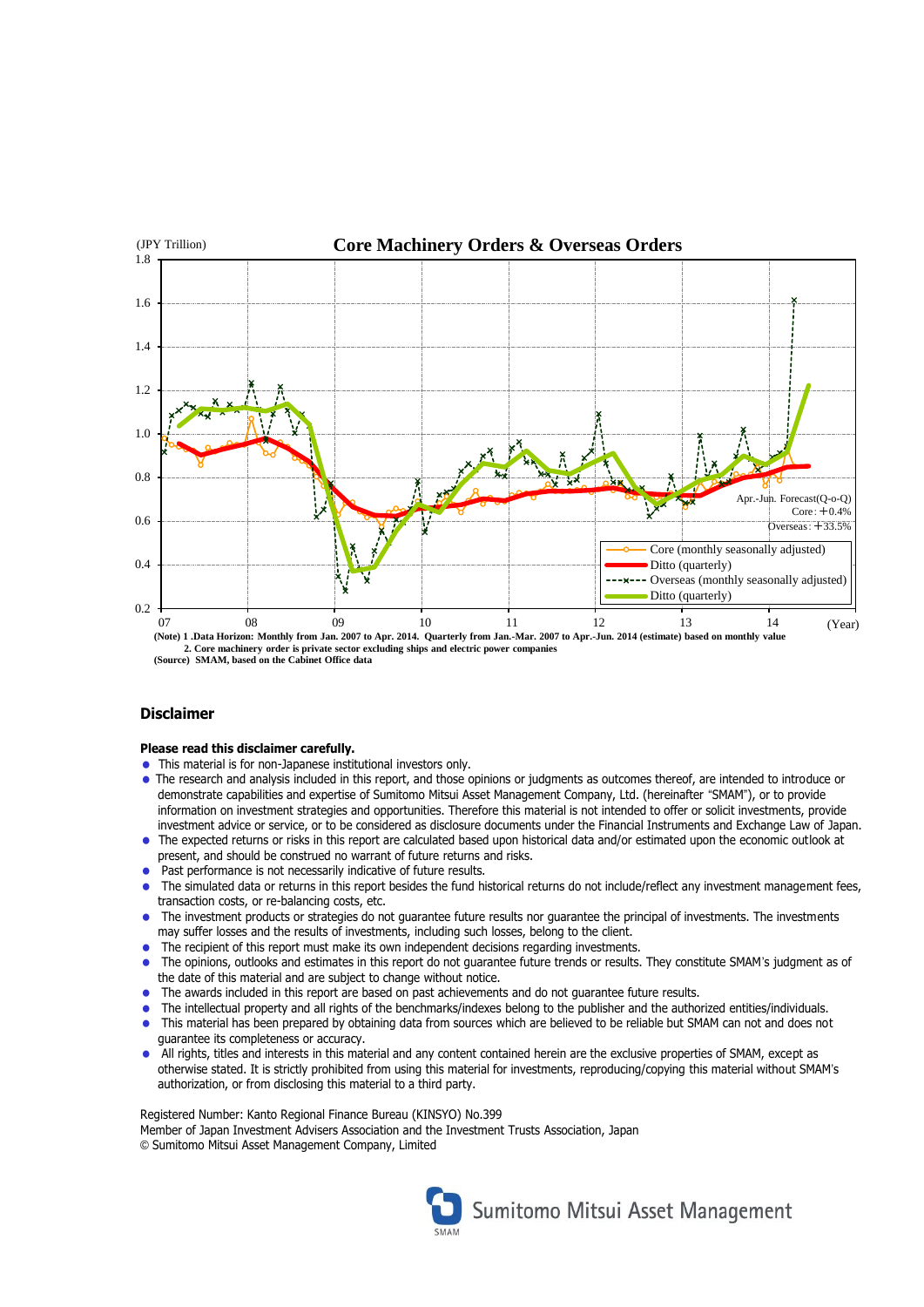(JPY Trillion)

**Core Machinery Orders & Overseas Orders**

1.8
1.6
1.4
1.2
1.0
0.8
0.6
0.4
0.2

07 08 09 10 11 12 13 14 (Year)

Apr.-Jun. Forecast(Q-o-Q)
Core : +0.4%
Overseas : +33.5%

Core (monthly seasonally adjusted)
Ditto (quarterly)
Overseas (monthly seasonally adjusted)
Ditto (quarterly)

**(Note) 1 .Data Horizon: Monthly from Jan. 2007 to Apr. 2014. Quarterly from Jan.-Mar. 2007 to Apr.-Jun. 2014 (estimate) based on monthly value**
**2. Core machinery order is private sector excluding ships and electric power companies**
**(Source) SMAM, based on the Cabinet Office data**

## Disclaimer

**Please read this disclaimer carefully.**

- This material is for non-Japanese institutional investors only.
- The research and analysis included in this report, and those opinions or judgments as outcomes thereof, are intended to introduce or demonstrate capabilities and expertise of Sumitomo Mitsui Asset Management Company, Ltd. (hereinafter "SMAM"), or to provide information on investment strategies and opportunities. Therefore this material is not intended to offer or solicit investments, provide investment advice or service, or to be considered as disclosure documents under the Financial Instruments and Exchange Law of Japan.
- The expected returns or risks in this report are calculated based upon historical data and/or estimated upon the economic outlook at present, and should be construed no warrant of future returns and risks.
- Past performance is not necessarily indicative of future results.
- The simulated data or returns in this report besides the fund historical returns do not include/reflect any investment management fees, transaction costs, or re-balancing costs, etc.
- The investment products or strategies do not guarantee future results nor guarantee the principal of investments. The investments may suffer losses and the results of investments, including such losses, belong to the client.
- The recipient of this report must make its own independent decisions regarding investments.
- The opinions, outlooks and estimates in this report do not guarantee future trends or results. They constitute SMAM's judgment as of the date of this material and are subject to change without notice.
- The awards included in this report are based on past achievements and do not guarantee future results.
- The intellectual property and all rights of the benchmarks/indexes belong to the publisher and the authorized entities/individuals.
- This material has been prepared by obtaining data from sources which are believed to be reliable but SMAM can not and does not guarantee its completeness or accuracy.
- All rights, titles and interests in this material and any content contained herein are the exclusive properties of SMAM, except as otherwise stated. It is strictly prohibited from using this material for investments, reproducing/copying this material without SMAM's authorization, or from disclosing this material to a third party.

Registered Number: Kanto Regional Finance Bureau (KINSYO) No.399
Member of Japan Investment Advisers Association and the Investment Trusts Association, Japan
© Sumitomo Mitsui Asset Management Company, Limited

Sumitomo Mitsui Asset Management